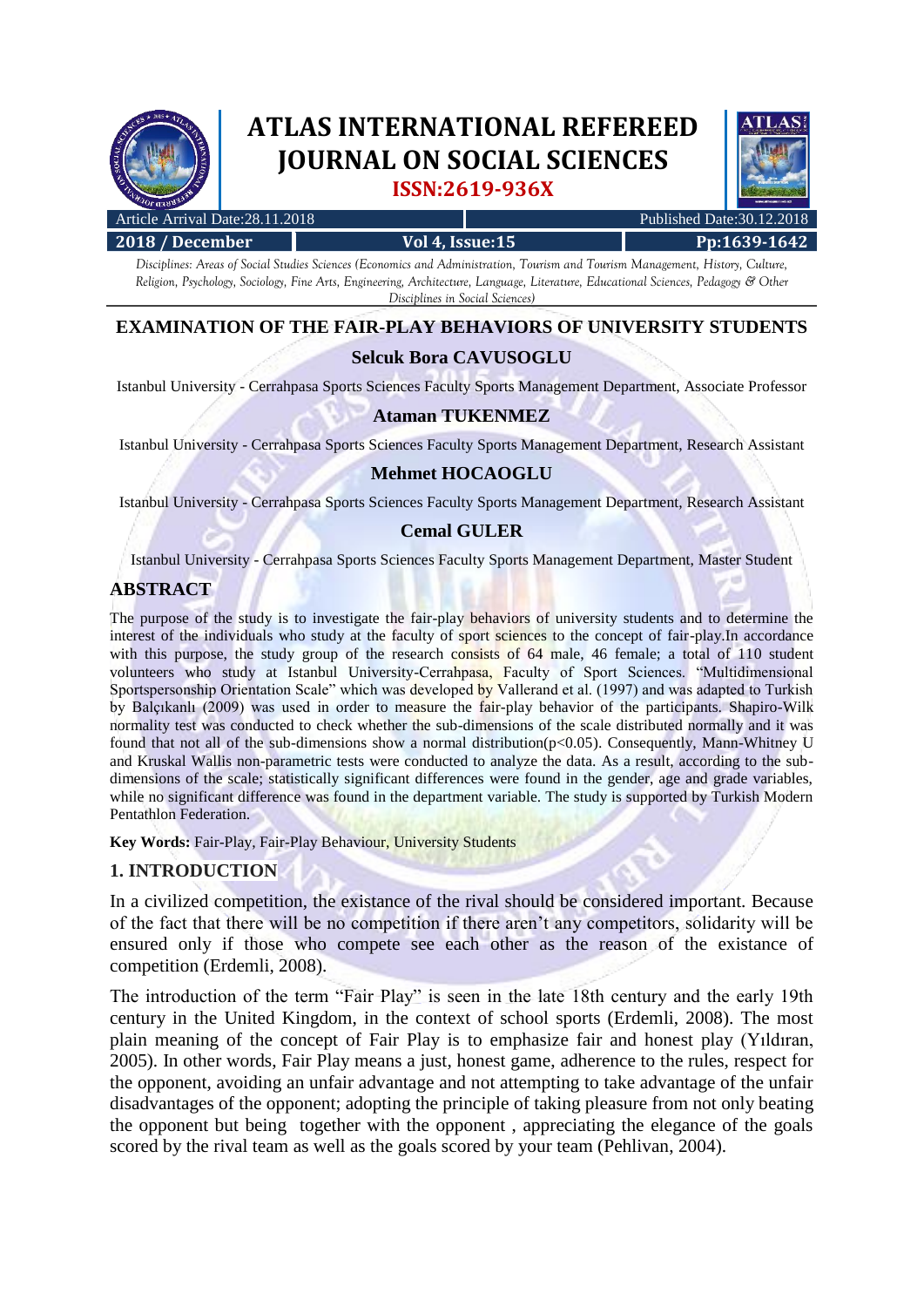# EXAMINATION OF THE FAIR-PLAY BEHAVIORS OF UNIVERSITY STUDENTS

**Selcuk Bora CAVUSOGLU**

Istanbul University - Cerrahpasa Sports Sciences Faculty Sports Management Department, Associate Professor

**Ataman TUKENMEZ**

Istanbul University - Cerrahpasa Sports Sciences Faculty Sports Management Department, Research Assistant

**Mehmet HOCAOGLU**

Istanbul University - Cerrahpasa Sports Sciences Faculty Sports Management Department, Research Assistant

**Cemal GULER**

Istanbul University - Cerrahpasa Sports Sciences Faculty Sports Management Department, Master Student

## ABSTRACT

The purpose of the study is to investigate the fair-play behaviors of university students and to determine the interest of the individuals who study at the faculty of sport sciences to the concept of fair-play.In accordance with this purpose, the study group of the research consists of 64 male, 46 female; a total of 110 student volunteers who study at Istanbul University-Cerrahpasa, Faculty of Sport Sciences. "Multidimensional Sportspersonship Orientation Scale" which was developed by Vallerand et al. (1997) and was adapted to Turkish by Balçıkanlı (2009) was used in order to measure the fair-play behavior of the participants. Shapiro-Wilk normality test was conducted to check whether the sub-dimensions of the scale distributed normally and it was found that not all of the sub-dimensions show a normal distribution($p<0.05$). Consequently, Mann-Whitney U and Kruskal Wallis non-parametric tests were conducted to analyze the data. As a result, according to the sub-dimensions of the scale; statistically significant differences were found in the gender, age and grade variables, while no significant difference was found in the department variable. The study is supported by Turkish Modern Pentathlon Federation.

**Key Words:** Fair-Play, Fair-Play Behaviour, University Students

## 1. INTRODUCTION

In a civilized competition, the existance of the rival should be considered important. Because of the fact that there will be no competition if there aren't any competitors, solidarity will be ensured only if those who compete see each other as the reason of the existance of competition (Erdemli, 2008).

The introduction of the term "Fair Play" is seen in the late 18th century and the early 19th century in the United Kingdom, in the context of school sports (Erdemli, 2008). The most plain meaning of the concept of Fair Play is to emphasize fair and honest play (Yıldıran, 2005). In other words, Fair Play means a just, honest game, adherence to the rules, respect for the opponent, avoiding an unfair advantage and not attempting to take advantage of the unfair disadvantages of the opponent; adopting the principle of taking pleasure from not only beating the opponent but being together with the opponent , appreciating the elegance of the goals scored by the rival team as well as the goals scored by your team (Pehlivan, 2004).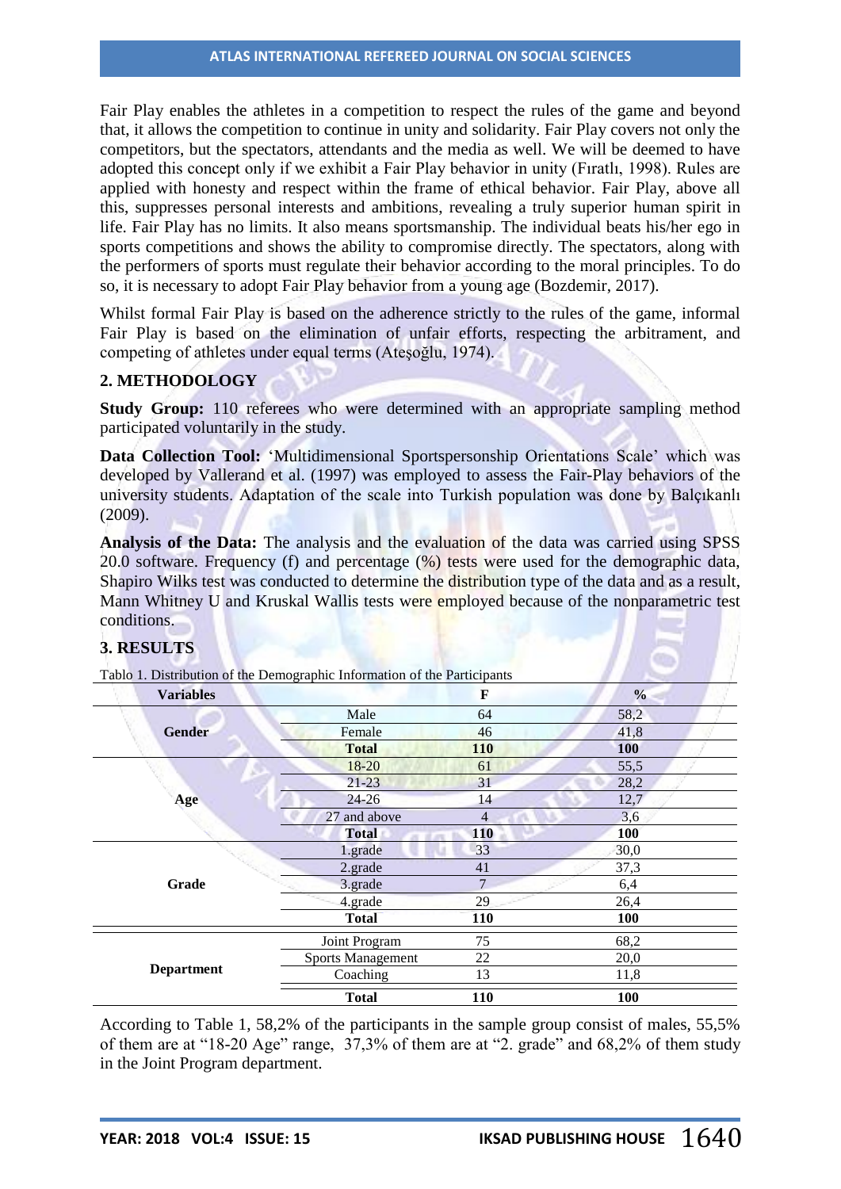Fair Play enables the athletes in a competition to respect the rules of the game and beyond that, it allows the competition to continue in unity and solidarity. Fair Play covers not only the competitors, but the spectators, attendants and the media as well. We will be deemed to have adopted this concept only if we exhibit a Fair Play behavior in unity (Fıratlı, 1998). Rules are applied with honesty and respect within the frame of ethical behavior. Fair Play, above all this, suppresses personal interests and ambitions, revealing a truly superior human spirit in life. Fair Play has no limits. It also means sportsmanship. The individual beats his/her ego in sports competitions and shows the ability to compromise directly. The spectators, along with the performers of sports must regulate their behavior according to the moral principles. To do so, it is necessary to adopt Fair Play behavior from a young age (Bozdemir, 2017).

Whilst formal Fair Play is based on the adherence strictly to the rules of the game, informal Fair Play is based on the elimination of unfair efforts, respecting the arbitrament, and competing of athletes under equal terms (Ateşoğlu, 1974).

## 2. METHODOLOGY

**Study Group:** 110 referees who were determined with an appropriate sampling method participated voluntarily in the study.

**Data Collection Tool:** 'Multidimensional Sportspersonship Orientations Scale' which was developed by Vallerand et al. (1997) was employed to assess the Fair-Play behaviors of the university students. Adaptation of the scale into Turkish population was done by Balçıkanlı (2009).

**Analysis of the Data:** The analysis and the evaluation of the data was carried using SPSS 20.0 software. Frequency (f) and percentage (%) tests were used for the demographic data, Shapiro Wilks test was conducted to determine the distribution type of the data and as a result, Mann Whitney U and Kruskal Wallis tests were employed because of the nonparametric test conditions.

## 3. RESULTS

Tablo 1. Distribution of the Demographic Information of the Participants

| Variables | | F | % |
|---|---|---|---|
| Gender | Male | 64 | 58,2 |
| | Female | 46 | 41,8 |
| | **Total** | **110** | **100** |
| Age | 18-20 | 61 | 55,5 |
| | 21-23 | 31 | 28,2 |
| | 24-26 | 14 | 12,7 |
| | 27 and above | 4 | 3,6 |
| | **Total** | **110** | **100** |
| Grade | 1.grade | 33 | 30,0 |
| | 2.grade | 41 | 37,3 |
| | 3.grade | 7 | 6,4 |
| | 4.grade | 29 | 26,4 |
| | **Total** | **110** | **100** |
| Department | Joint Program | 75 | 68,2 |
| | Sports Management | 22 | 20,0 |
| | Coaching | 13 | 11,8 |
| | **Total** | **110** | **100** |

According to Table 1, 58,2% of the participants in the sample group consist of males, 55,5% of them are at "18-20 Age" range, 37,3% of them are at "2. grade" and 68,2% of them study in the Joint Program department.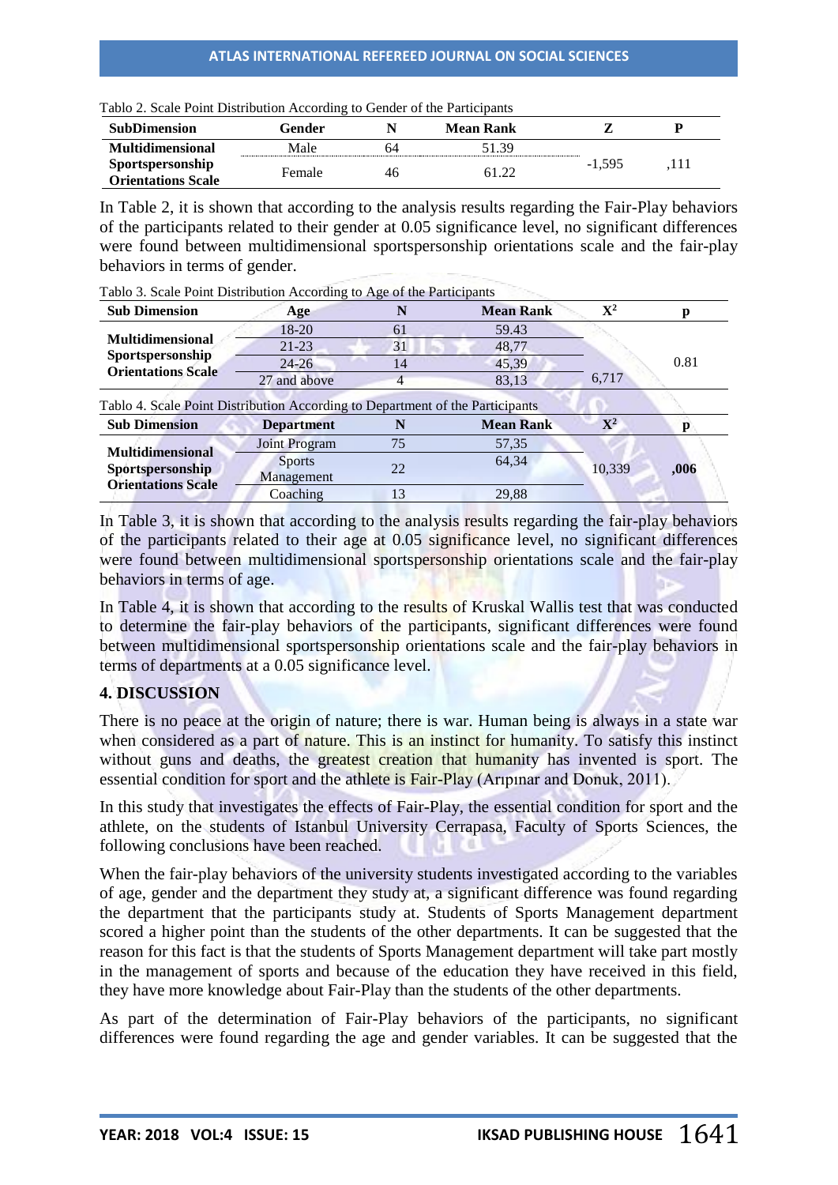Tablo 2. Scale Point Distribution According to Gender of the Participants

| SubDimension | Gender | N | Mean Rank | Z | P |
|---|---|---|---|---|---|
| Multidimensional Sportspersonship Orientations Scale | Male | 64 | 51.39 | -1,595 | ,111 |
| | Female | 46 | 61.22 | | |

In Table 2, it is shown that according to the analysis results regarding the Fair-Play behaviors of the participants related to their gender at 0.05 significance level, no significant differences were found between multidimensional sportspersonship orientations scale and the fair-play behaviors in terms of gender.

Tablo 3. Scale Point Distribution According to Age of the Participants

| Sub Dimension | Age | N | Mean Rank | $X^2$ | p |
|---|---|---|---|---|---|
| Multidimensional Sportspersonship Orientations Scale | 18-20 | 61 | 59.43 | 6,717 | 0.81 |
| | 21-23 | 31 | 48,77 | | |
| | 24-26 | 14 | 45,39 | | |
| | 27 and above | 4 | 83,13 | | |

Tablo 4. Scale Point Distribution According to Department of the Participants

| Sub Dimension | Department | N | Mean Rank | $X^2$ | p |
|---|---|---|---|---|---|
| Multidimensional Sportspersonship Orientations Scale | Joint Program | 75 | 57,35 | 10,339 | **,006** |
| | Sports Management | 22 | 64,34 | | |
| | Coaching | 13 | 29,88 | | |

In Table 3, it is shown that according to the analysis results regarding the fair-play behaviors of the participants related to their age at 0.05 significance level, no significant differences were found between multidimensional sportspersonship orientations scale and the fair-play behaviors in terms of age.

In Table 4, it is shown that according to the results of Kruskal Wallis test that was conducted to determine the fair-play behaviors of the participants, significant differences were found between multidimensional sportspersonship orientations scale and the fair-play behaviors in terms of departments at a 0.05 significance level.

## 4. DISCUSSION

There is no peace at the origin of nature; there is war. Human being is always in a state war when considered as a part of nature. This is an instinct for humanity. To satisfy this instinct without guns and deaths, the greatest creation that humanity has invented is sport. The essential condition for sport and the athlete is Fair-Play (Arıpınar and Donuk, 2011).

In this study that investigates the effects of Fair-Play, the essential condition for sport and the athlete, on the students of Istanbul University Cerrapasa, Faculty of Sports Sciences, the following conclusions have been reached.

When the fair-play behaviors of the university students investigated according to the variables of age, gender and the department they study at, a significant difference was found regarding the department that the participants study at. Students of Sports Management department scored a higher point than the students of the other departments. It can be suggested that the reason for this fact is that the students of Sports Management department will take part mostly in the management of sports and because of the education they have received in this field, they have more knowledge about Fair-Play than the students of the other departments.

As part of the determination of Fair-Play behaviors of the participants, no significant differences were found regarding the age and gender variables. It can be suggested that the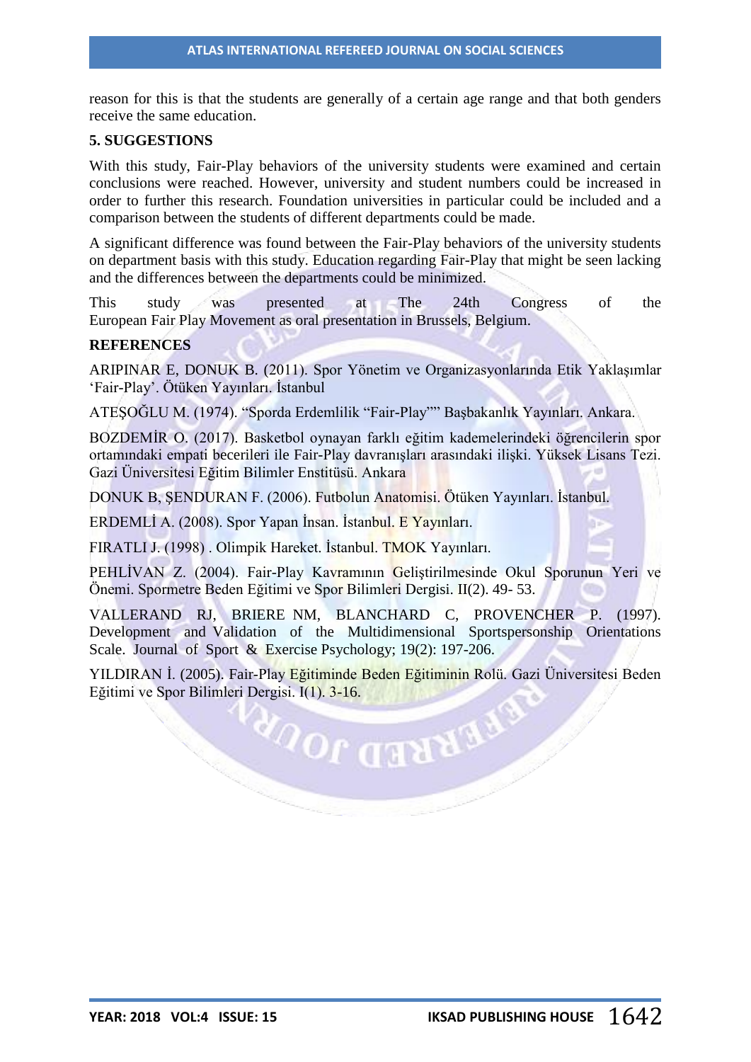reason for this is that the students are generally of a certain age range and that both genders receive the same education.

## 5. SUGGESTIONS

With this study, Fair-Play behaviors of the university students were examined and certain conclusions were reached. However, university and student numbers could be increased in order to further this research. Foundation universities in particular could be included and a comparison between the students of different departments could be made.

A significant difference was found between the Fair-Play behaviors of the university students on department basis with this study. Education regarding Fair-Play that might be seen lacking and the differences between the departments could be minimized.

This study was presented at The 24th Congress of the European Fair Play Movement as oral presentation in Brussels, Belgium.

## REFERENCES

ARIPINAR E, DONUK B. (2011). Spor Yönetim ve Organizasyonlarında Etik Yaklaşımlar 'Fair-Play'. Ötüken Yayınları. İstanbul

ATEŞOĞLU M. (1974). "Sporda Erdemlilik "Fair-Play"" Başbakanlık Yayınları. Ankara.

BOZDEMİR O. (2017). Basketbol oynayan farklı eğitim kademelerindeki öğrencilerin spor ortamındaki empati becerileri ile Fair-Play davranışları arasındaki ilişki. Yüksek Lisans Tezi. Gazi Üniversitesi Eğitim Bilimler Enstitüsü. Ankara

DONUK B, ŞENDURAN F. (2006). Futbolun Anatomisi. Ötüken Yayınları. İstanbul.

ERDEMLİ A. (2008). Spor Yapan İnsan. İstanbul. E Yayınları.

FIRATLI J. (1998) . Olimpik Hareket. İstanbul. TMOK Yayınları.

PEHLİVAN Z. (2004). Fair-Play Kavramının Geliştirilmesinde Okul Sporunun Yeri ve Önemi. Spormetre Beden Eğitimi ve Spor Bilimleri Dergisi. II(2). 49- 53.

VALLERAND RJ, BRIERE NM, BLANCHARD C, PROVENCHER P. (1997). Development and Validation of the Multidimensional Sportspersonship Orientations Scale. Journal of Sport & Exercise Psychology; 19(2): 197-206.

YILDIRAN İ. (2005). Fair-Play Eğitiminde Beden Eğitiminin Rolü. Gazi Üniversitesi Beden Eğitimi ve Spor Bilimleri Dergisi. I(1). 3-16.